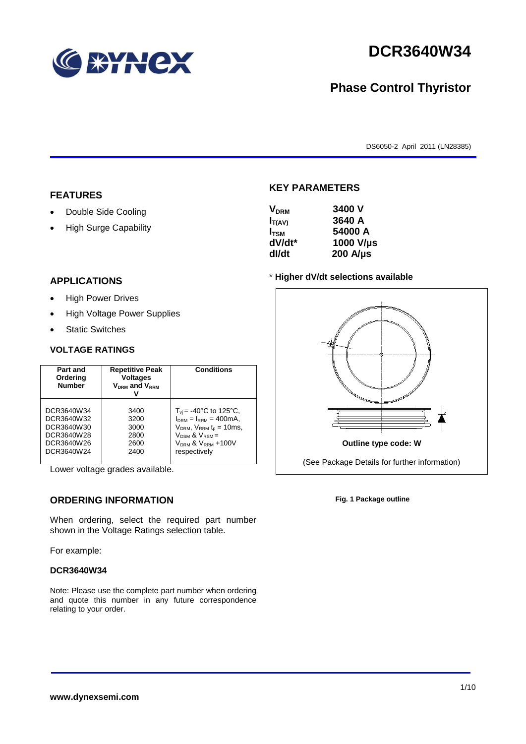# DCR3640W34

## Phase Control Thyristor

DS6050-2 April 2011 (LN28385)

## FEATURES

- Double Side Cooling
- High Surge Capability

## APPLICATIONS

- High Power Drives
- High Voltage Power Supplies
- Static Switches

## KEY PARAMETERS

| | |
|---|---|
| $V_{DRM}$ | 3400 V |
| $I_{T(AV)}$ | 3640 A |
| $I_{TSM}$ | 54000 A |
| dV/dt* | 1000 V/µs |
| dI/dt | 200 A/µs |

\* **Higher dV/dt selections available**

### VOLTAGE RATINGS

| Part and Ordering Number | Repetitive Peak Voltages $V_{DRM}$ and $V_{RRM}$ V | Conditions |
|---|---|---|
| DCR3640W34<br>DCR3640W32<br>DCR3640W30<br>DCR3640W28<br>DCR3640W26<br>DCR3640W24 | 3400<br>3200<br>3000<br>2800<br>2600<br>2400 | $T_{vj}$ = -40°C to 125°C, $I_{DRM}$ = $I_{RRM}$ = 400mA, $V_{DRM}$, $V_{RRM}$ $t_p$ = 10ms, $V_{DSM}$ & $V_{RSM}$ = $V_{DRM}$ & $V_{RRM}$ +100V respectively |

Lower voltage grades available.

**Outline type code: W**

(See Package Details for further information)

**Fig. 1 Package outline**

## ORDERING INFORMATION

When ordering, select the required part number shown in the Voltage Ratings selection table.

For example:

**DCR3640W34**

Note: Please use the complete part number when ordering and quote this number in any future correspondence relating to your order.

**www.dynexsemi.com**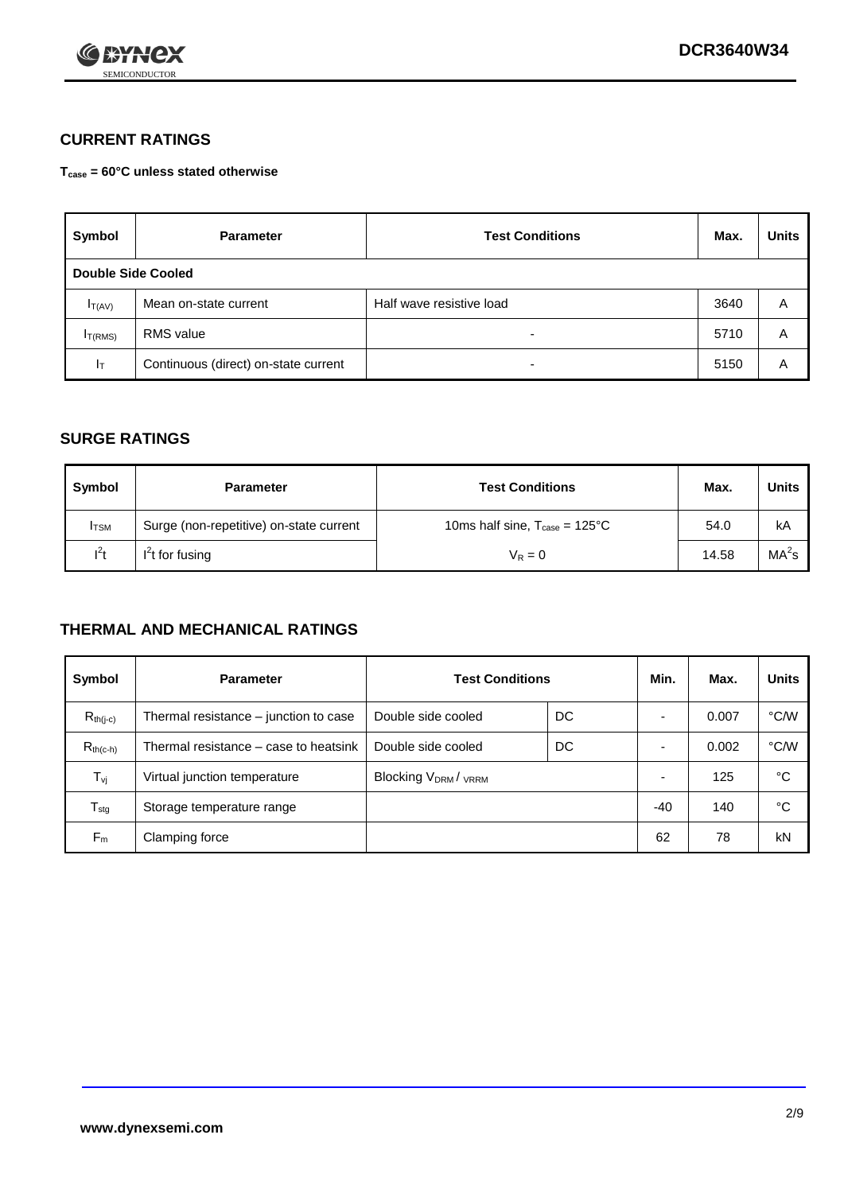## CURRENT RATINGS

**$T_{case}$ = 60°C unless stated otherwise**

| Symbol | Parameter | Test Conditions | Max. | Units |
|---|---|---|---|---|
| **Double Side Cooled** | | | | |
| $I_{T(AV)}$ | Mean on-state current | Half wave resistive load | 3640 | A |
| $I_{T(RMS)}$ | RMS value | - | 5710 | A |
| $I_T$ | Continuous (direct) on-state current | - | 5150 | A |

## SURGE RATINGS

| Symbol | Parameter | Test Conditions | Max. | Units |
|---|---|---|---|---|
| $I_{TSM}$ | Surge (non-repetitive) on-state current | 10ms half sine, $T_{case}$ = 125°C | 54.0 | kA |
| $I^2t$ | $I^2t$ for fusing | $V_R = 0$ | 14.58 | $MA^2s$ |

## THERMAL AND MECHANICAL RATINGS

| Symbol | Parameter | Test Conditions | | Min. | Max. | Units |
|---|---|---|---|---|---|---|
| $R_{th(j-c)}$ | Thermal resistance – junction to case | Double side cooled | DC | - | 0.007 | °C/W |
| $R_{th(c-h)}$ | Thermal resistance – case to heatsink | Double side cooled | DC | - | 0.002 | °C/W |
| $T_{vj}$ | Virtual junction temperature | Blocking $V_{DRM}$ / $_{VRRM}$ | | - | 125 | °C |
| $T_{stg}$ | Storage temperature range | | | -40 | 140 | °C |
| $F_m$ | Clamping force | | | 62 | 78 | kN |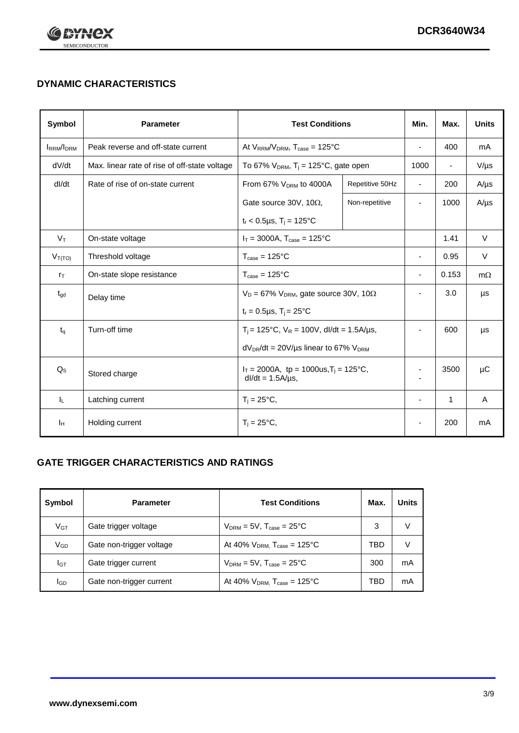## DYNAMIC CHARACTERISTICS

| Symbol | Parameter | Test Conditions | | Min. | Max. | Units |
|---|---|---|---|---|---|---|
| $I_{RRM}/I_{DRM}$ | Peak reverse and off-state current | At $V_{RRM}/V_{DRM}$, $T_{case}$ = 125°C | | - | 400 | mA |
| dV/dt | Max. linear rate of rise of off-state voltage | To 67% $V_{DRM}$, $T_j$ = 125°C, gate open | | 1000 | - | V/µs |
| dI/dt | Rate of rise of on-state current | From 67% $V_{DRM}$ to 4000A | Repetitive 50Hz | - | 200 | A/µs |
| | | Gate source 30V, 10Ω, | Non-repetitive | - | 1000 | A/µs |
| | | $t_r$ < 0.5µs, $T_j$ = 125°C | | | | |
| $V_T$ | On-state voltage | $I_T$ = 3000A, $T_{case}$ = 125°C | | | 1.41 | V |
| $V_{T(TO)}$ | Threshold voltage | $T_{case}$ = 125°C | | - | 0.95 | V |
| $r_T$ | On-state slope resistance | $T_{case}$ = 125°C | | - | 0.153 | mΩ |
| $t_{gd}$ | Delay time | $V_D$ = 67% $V_{DRM}$, gate source 30V, 10Ω | | - | 3.0 | µs |
| | | $t_r$ = 0.5µs, $T_j$ = 25°C | | | | |
| $t_q$ | Turn-off time | $T_j$ = 125°C, $V_R$ = 100V, dI/dt = 1.5A/µs, | | - | 600 | µs |
| | | $dV_{DR}/dt$ = 20V/µs linear to 67% $V_{DRM}$ | | | | |
| $Q_S$ | Stored charge | $I_T$ = 2000A, tp = 1000us, $T_j$ = 125°C, dI/dt = 1.5A/µs, | | - | 3500 | µC |
| $I_L$ | Latching current | $T_j$ = 25°C, | | - | 1 | A |
| $I_H$ | Holding current | $T_j$ = 25°C, | | - | 200 | mA |

## GATE TRIGGER CHARACTERISTICS AND RATINGS

| Symbol | Parameter | Test Conditions | Max. | Units |
|---|---|---|---|---|
| $V_{GT}$ | Gate trigger voltage | $V_{DRM}$ = 5V, $T_{case}$ = 25°C | 3 | V |
| $V_{GD}$ | Gate non-trigger voltage | At 40% $V_{DRM}$, $T_{case}$ = 125°C | TBD | V |
| $I_{GT}$ | Gate trigger current | $V_{DRM}$ = 5V, $T_{case}$ = 25°C | 300 | mA |
| $I_{GD}$ | Gate non-trigger current | At 40% $V_{DRM}$, $T_{case}$ = 125°C | TBD | mA |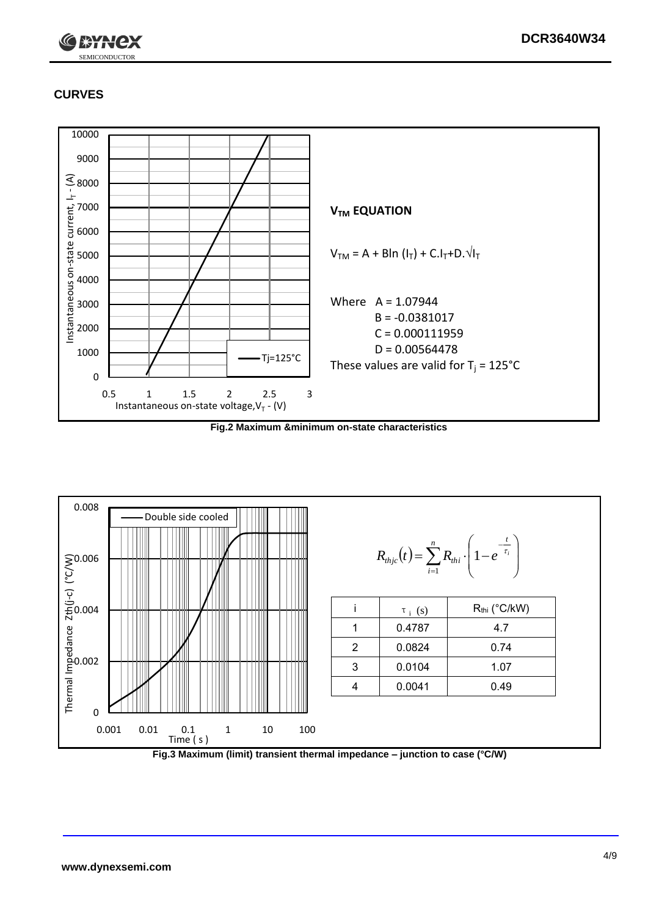## CURVES

### $V_{TM}$ EQUATION

$$V_{TM} = A + B\ln(I_T) + C.I_T + D.\sqrt{I_T}$$

Where A = 1.07944
B = -0.0381017
C = 0.000111959
D = 0.00564478

These values are valid for $T_j$ = 125°C

**Fig.2 Maximum &minimum on-state characteristics**

$$R_{thjc}(t) = \sum_{i=1}^{n} R_{thi} \cdot \left(1 - e^{-\frac{t}{\tau_i}}\right)$$

| i | $\tau_i$ (s) | $R_{thi}$ (°C/kW) |
|---|---|---|
| 1 | 0.4787 | 4.7 |
| 2 | 0.0824 | 0.74 |
| 3 | 0.0104 | 1.07 |
| 4 | 0.0041 | 0.49 |

**Fig.3 Maximum (limit) transient thermal impedance – junction to case (°C/W)**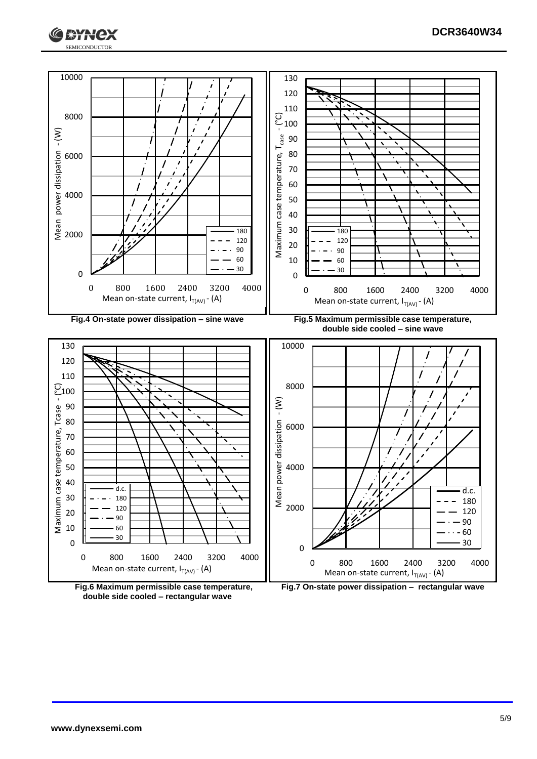Fig.4 On-state power dissipation – sine wave

Fig.5 Maximum permissible case temperature, double side cooled – sine wave

Fig.6 Maximum permissible case temperature, double side cooled – rectangular wave

Fig.7 On-state power dissipation – rectangular wave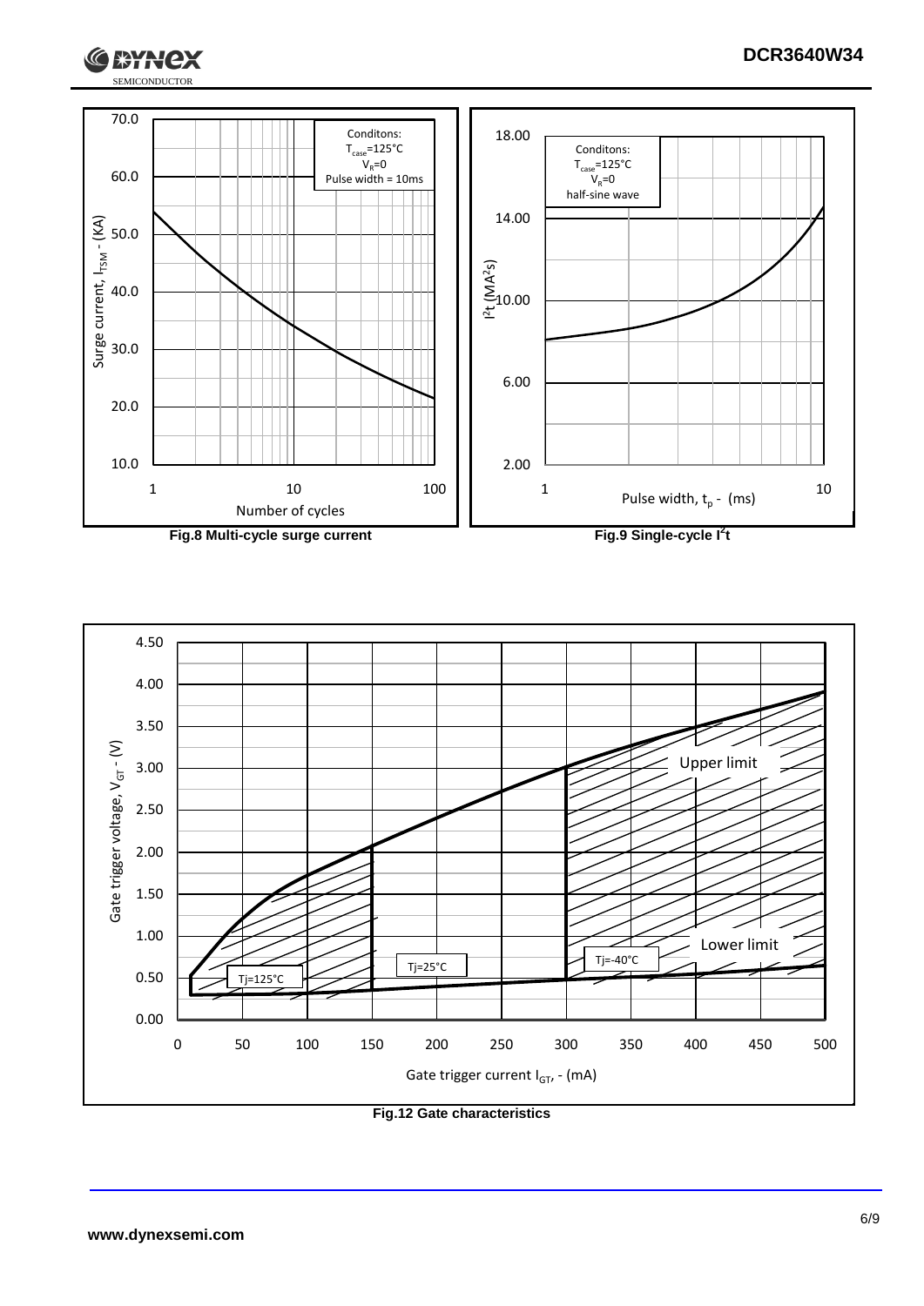Conditons:
$T_{case}$=125°C
$V_R$=0
Pulse width = 10ms

Surge current, $I_{TSM}$ - (KA)

Number of cycles

**Fig.8 Multi-cycle surge current**

Conditons:
$T_{case}$=125°C
$V_R$=0
half-sine wave

$I^2t$ (MA²s)

Pulse width, $t_p$ - (ms)

**Fig.9 Single-cycle $I^2t$**

Gate trigger voltage, $V_{GT}$ - (V)

Upper limit

Lower limit

Tj=125°C

Tj=25°C

Tj=-40°C

Gate trigger current $I_{GT}$, - (mA)

**Fig.12 Gate characteristics**

www.dynexsemi.com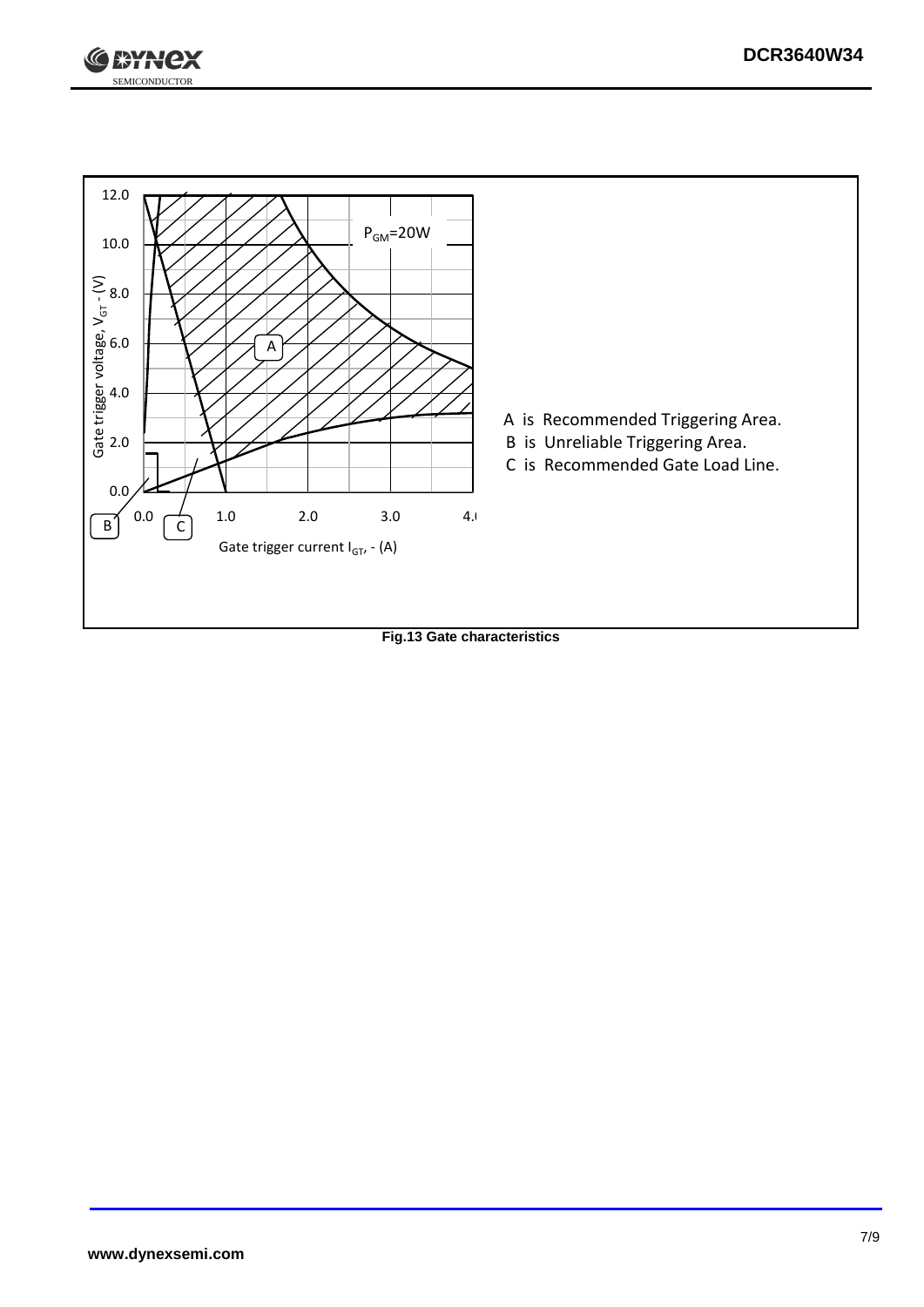A is Recommended Triggering Area.

B is Unreliable Triggering Area.

C is Recommended Gate Load Line.

**Fig.13 Gate characteristics**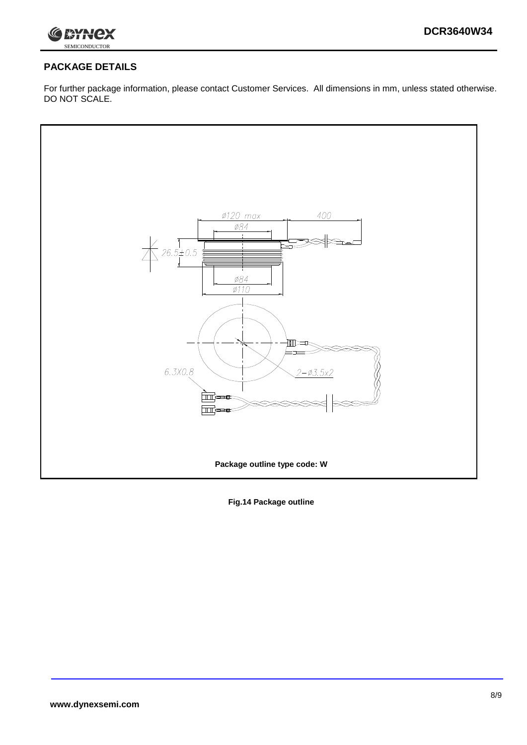## PACKAGE DETAILS

For further package information, please contact Customer Services. All dimensions in mm, unless stated otherwise. DO NOT SCALE.

Package outline type code: W

**Fig.14 Package outline**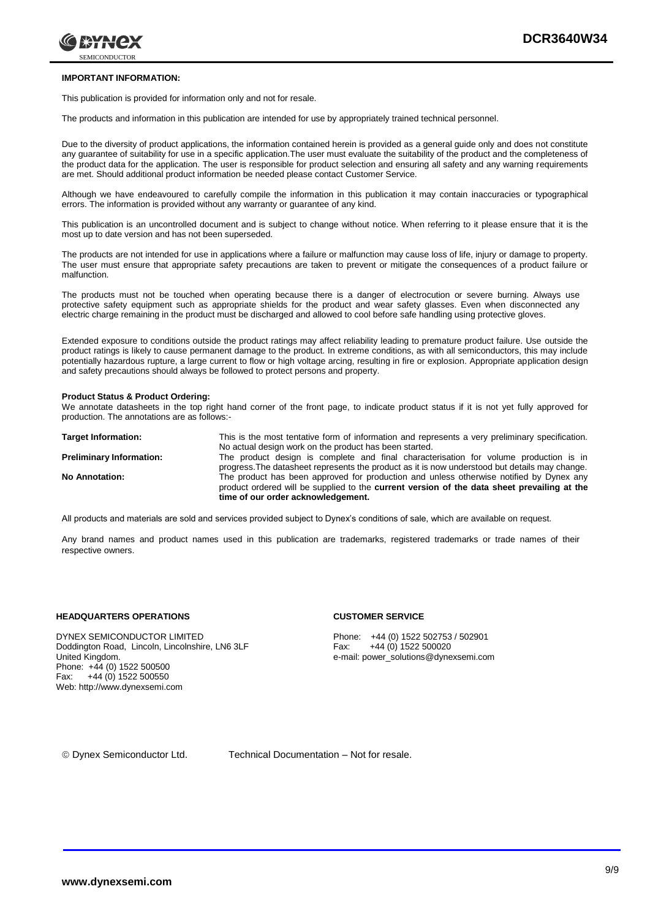**IMPORTANT INFORMATION:**

This publication is provided for information only and not for resale.

The products and information in this publication are intended for use by appropriately trained technical personnel.

Due to the diversity of product applications, the information contained herein is provided as a general guide only and does not constitute any guarantee of suitability for use in a specific application.The user must evaluate the suitability of the product and the completeness of the product data for the application. The user is responsible for product selection and ensuring all safety and any warning requirements are met. Should additional product information be needed please contact Customer Service.

Although we have endeavoured to carefully compile the information in this publication it may contain inaccuracies or typographical errors. The information is provided without any warranty or guarantee of any kind.

This publication is an uncontrolled document and is subject to change without notice. When referring to it please ensure that it is the most up to date version and has not been superseded.

The products are not intended for use in applications where a failure or malfunction may cause loss of life, injury or damage to property. The user must ensure that appropriate safety precautions are taken to prevent or mitigate the consequences of a product failure or malfunction.

The products must not be touched when operating because there is a danger of electrocution or severe burning. Always use protective safety equipment such as appropriate shields for the product and wear safety glasses. Even when disconnected any electric charge remaining in the product must be discharged and allowed to cool before safe handling using protective gloves.

Extended exposure to conditions outside the product ratings may affect reliability leading to premature product failure. Use outside the product ratings is likely to cause permanent damage to the product. In extreme conditions, as with all semiconductors, this may include potentially hazardous rupture, a large current to flow or high voltage arcing, resulting in fire or explosion. Appropriate application design and safety precautions should always be followed to protect persons and property.

**Product Status & Product Ordering:**

We annotate datasheets in the top right hand corner of the front page, to indicate product status if it is not yet fully approved for production. The annotations are as follows:-

| | |
|---|---|
| **Target Information:** | This is the most tentative form of information and represents a very preliminary specification. No actual design work on the product has been started. |
| **Preliminary Information:** | The product design is complete and final characterisation for volume production is in progress.The datasheet represents the product as it is now understood but details may change. |
| **No Annotation:** | The product has been approved for production and unless otherwise notified by Dynex any product ordered will be supplied to the **current version of the data sheet prevailing at the time of our order acknowledgement.** |

All products and materials are sold and services provided subject to Dynex's conditions of sale, which are available on request.

Any brand names and product names used in this publication are trademarks, registered trademarks or trade names of their respective owners.

**HEADQUARTERS OPERATIONS**

DYNEX SEMICONDUCTOR LIMITED
Doddington Road, Lincoln, Lincolnshire, LN6 3LF
United Kingdom.
Phone: +44 (0) 1522 500500
Fax: +44 (0) 1522 500550
Web: http://www.dynexsemi.com

**CUSTOMER SERVICE**

Phone: +44 (0) 1522 502753 / 502901
Fax: +44 (0) 1522 500020
e-mail: power_solutions@dynexsemi.com

© Dynex Semiconductor Ltd. Technical Documentation – Not for resale.